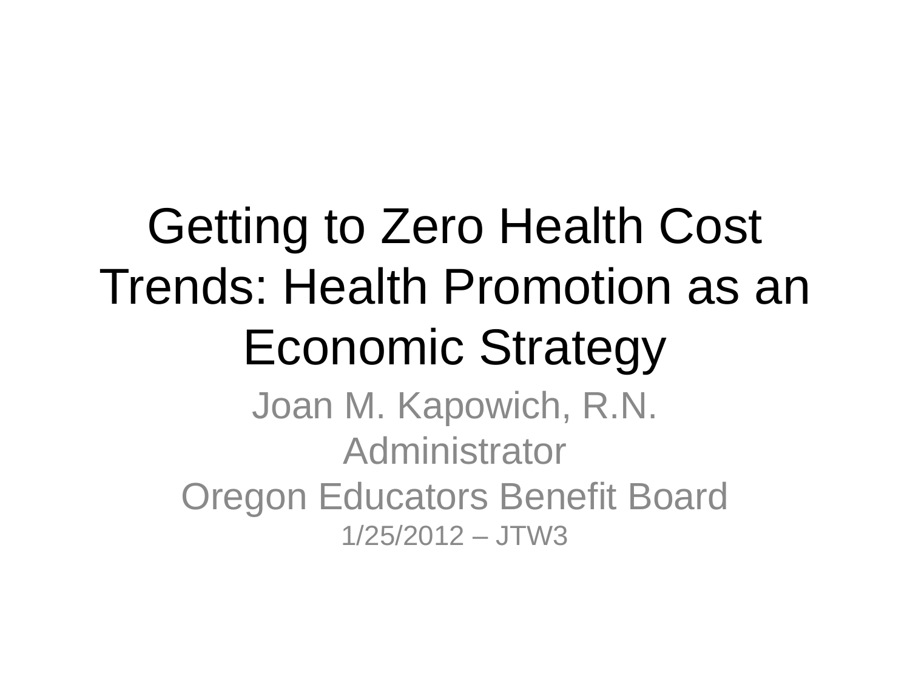# Getting to Zero Health Cost Trends: Health Promotion as an Economic Strategy

Joan M. Kapowich, R.N.

Administrator

Oregon Educators Benefit Board

1/25/2012 – JTW3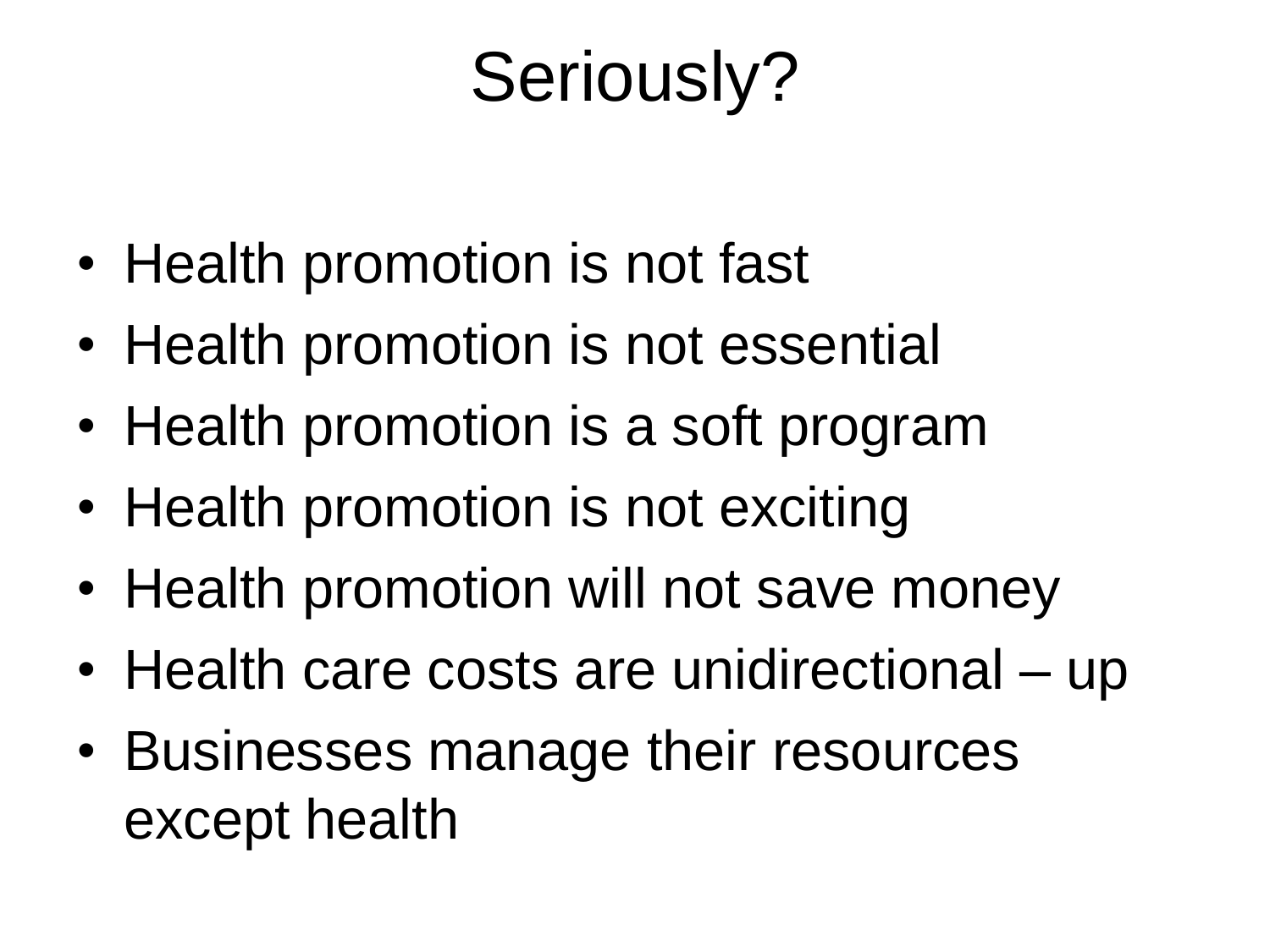# Seriously?

- Health promotion is not fast
- Health promotion is not essential
- Health promotion is a soft program
- Health promotion is not exciting
- Health promotion will not save money
- Health care costs are unidirectional – up
- Businesses manage their resources except health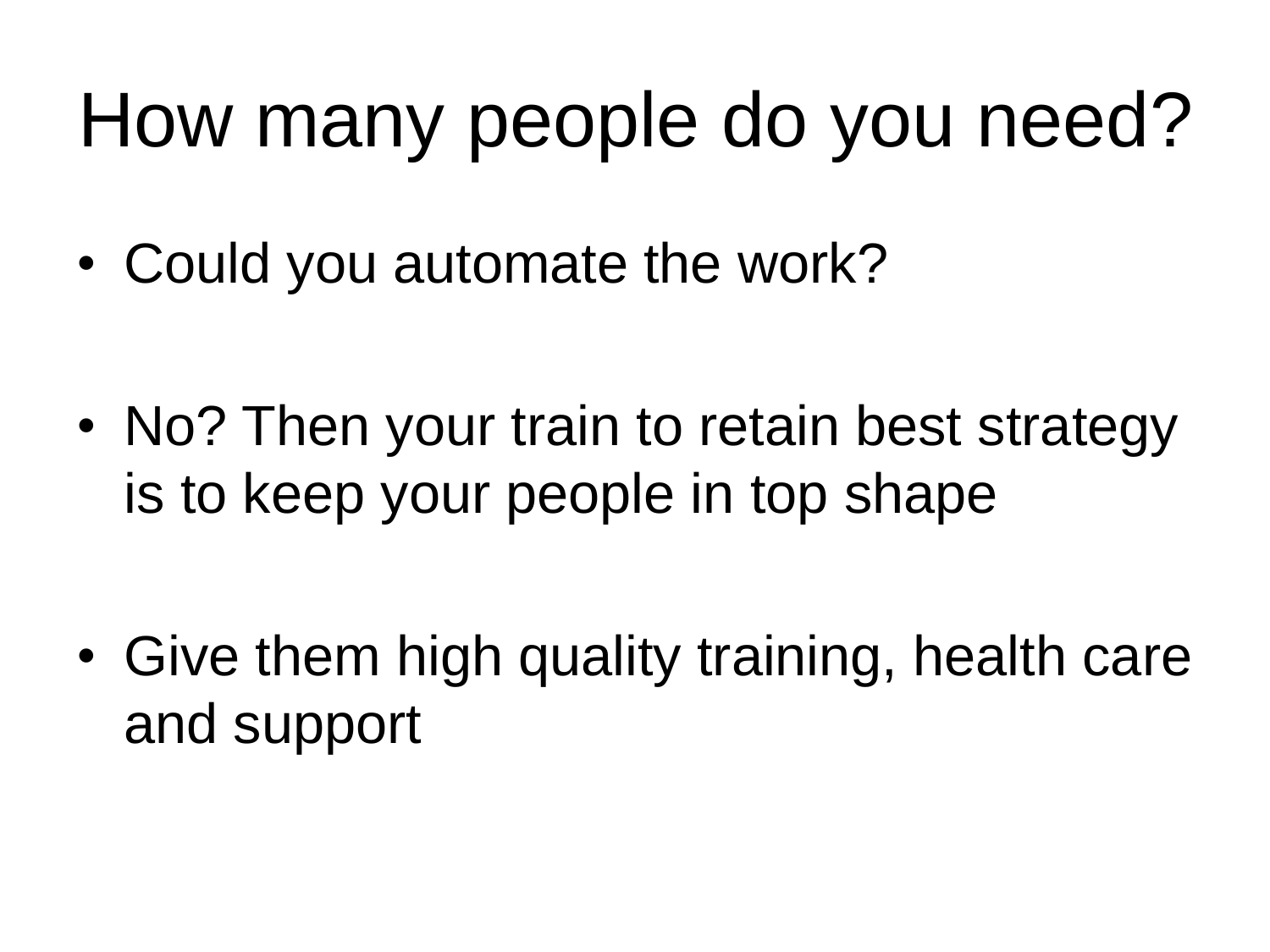# How many people do you need?

- Could you automate the work?
- No? Then your train to retain best strategy is to keep your people in top shape
- Give them high quality training, health care and support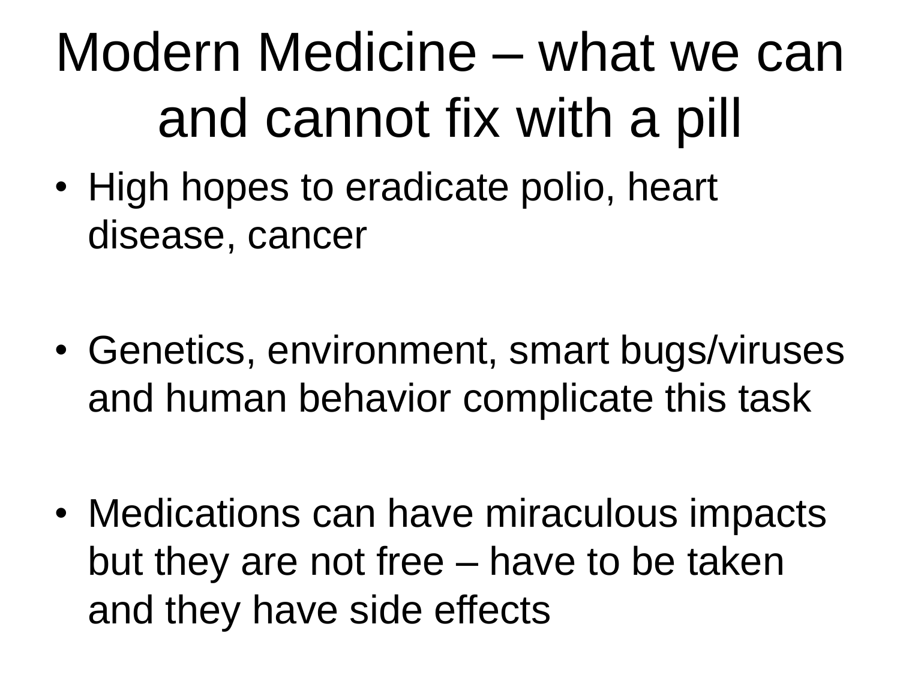# Modern Medicine – what we can and cannot fix with a pill

- High hopes to eradicate polio, heart disease, cancer
- Genetics, environment, smart bugs/viruses and human behavior complicate this task
- Medications can have miraculous impacts but they are not free – have to be taken and they have side effects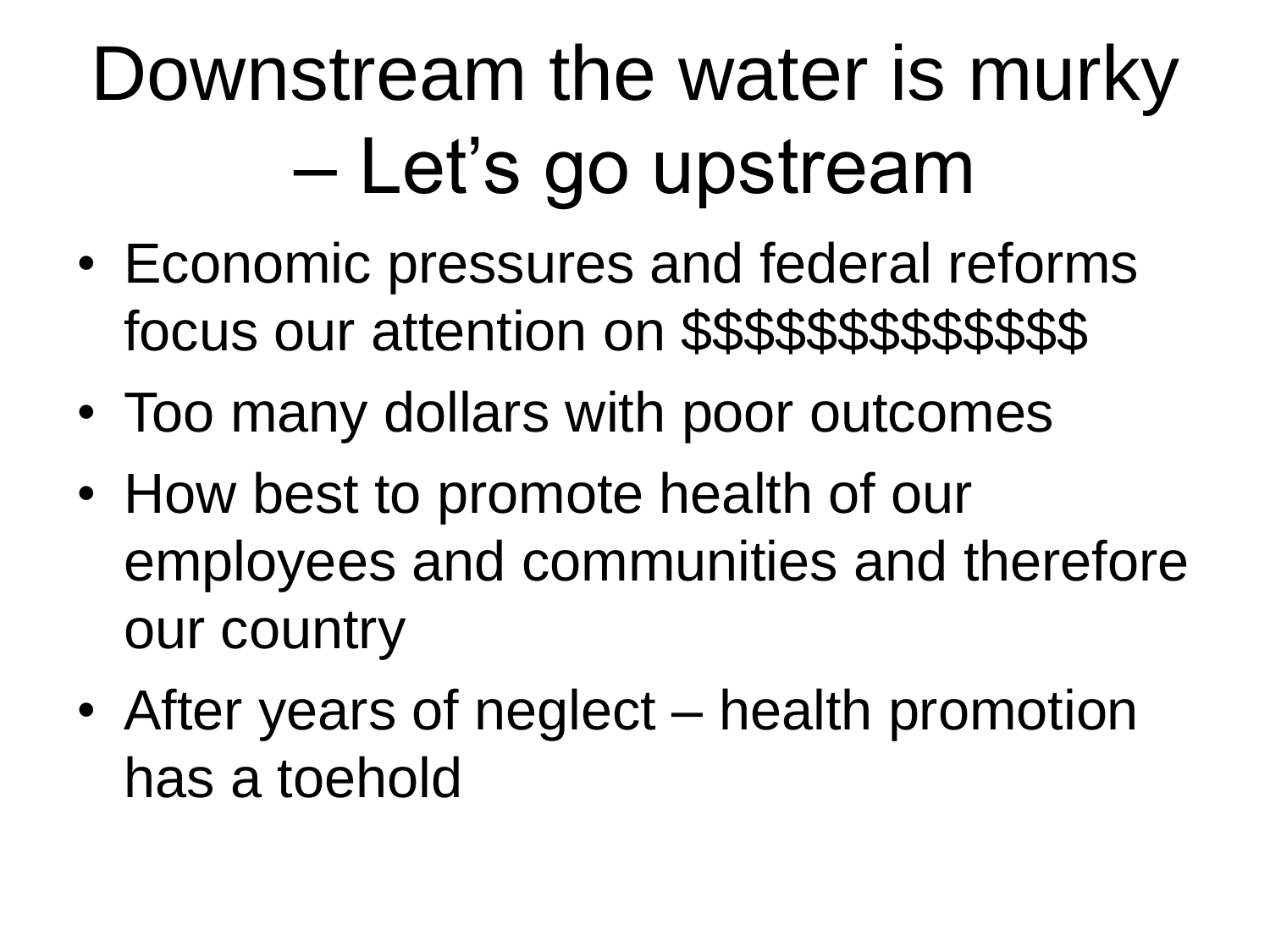# Downstream the water is murky – Let's go upstream

- Economic pressures and federal reforms focus our attention on $$$$$$$$$$$$$
- Too many dollars with poor outcomes
- How best to promote health of our employees and communities and therefore our country
- After years of neglect – health promotion has a toehold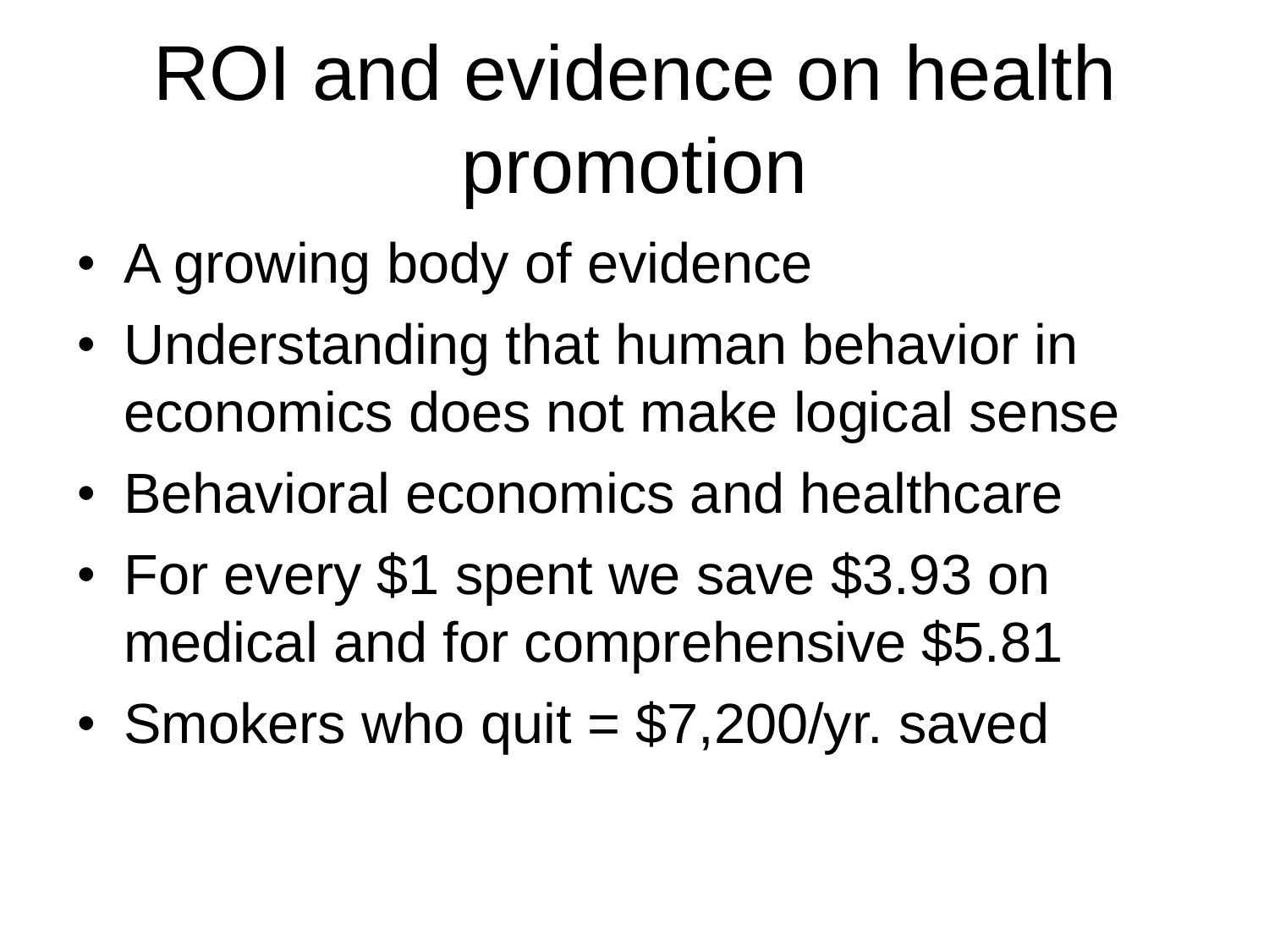# ROI and evidence on health promotion

- A growing body of evidence
- Understanding that human behavior in economics does not make logical sense
- Behavioral economics and healthcare
- For every $1 spent we save $3.93 on medical and for comprehensive $5.81
- Smokers who quit = $7,200/yr. saved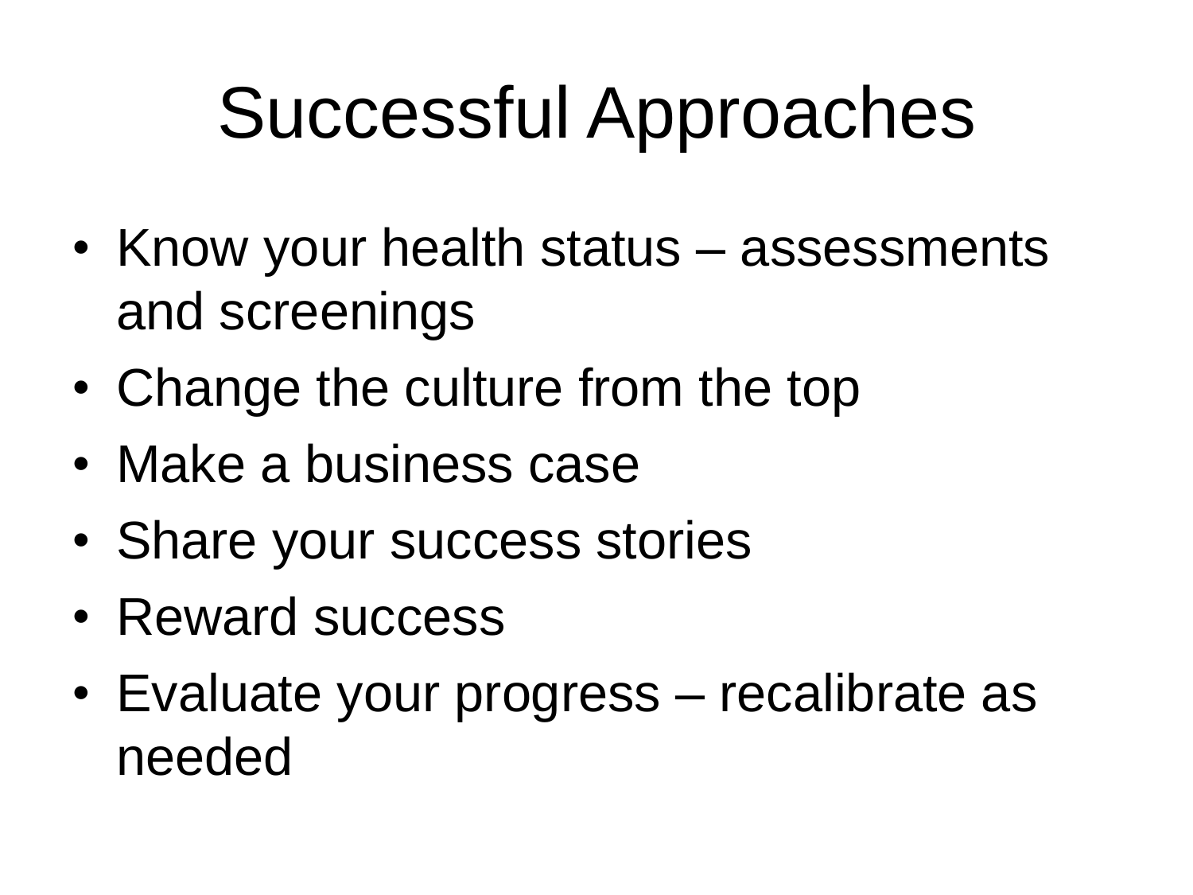# Successful Approaches

- Know your health status – assessments and screenings
- Change the culture from the top
- Make a business case
- Share your success stories
- Reward success
- Evaluate your progress – recalibrate as needed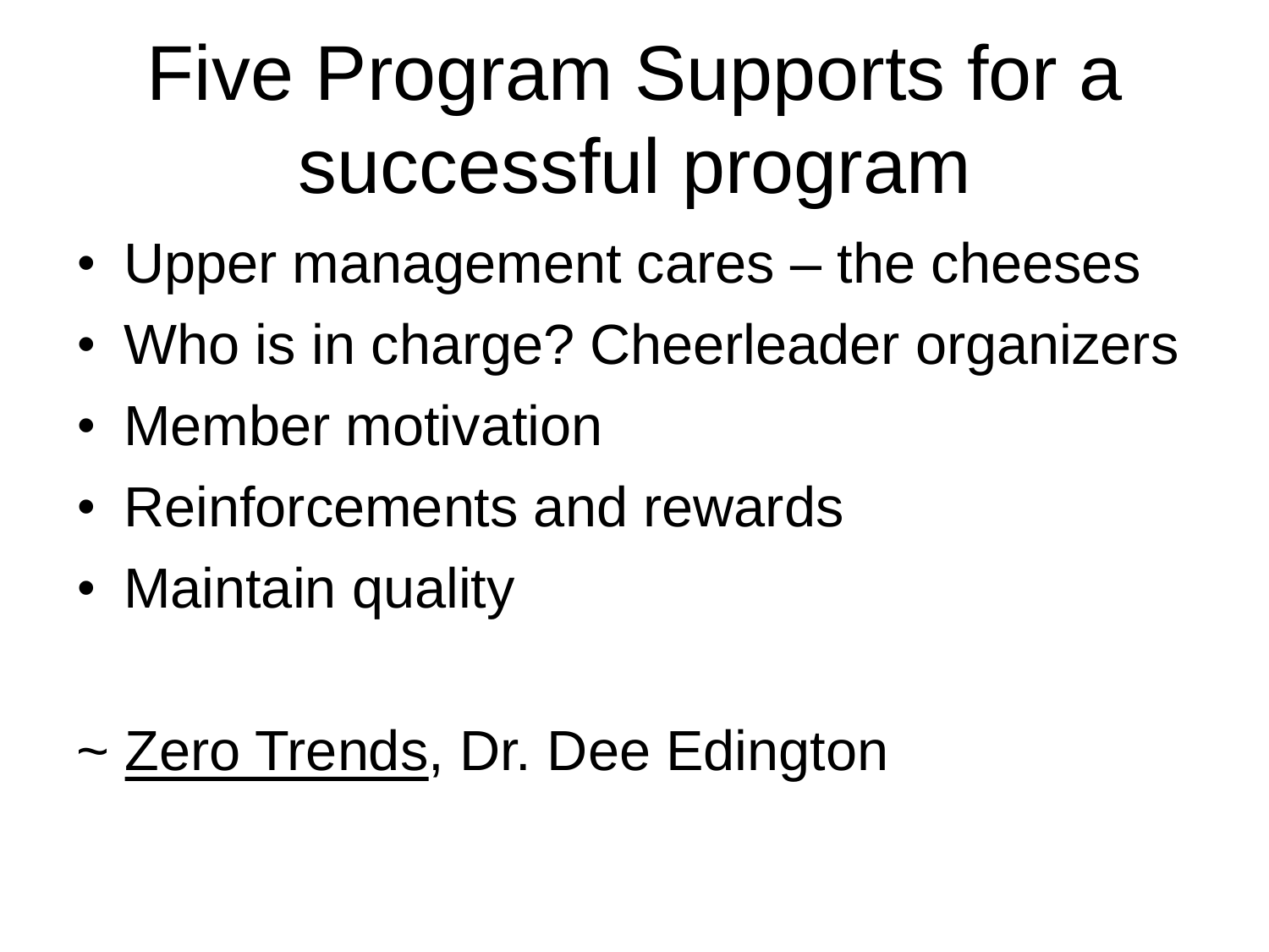# Five Program Supports for a successful program

- Upper management cares – the cheeses
- Who is in charge? Cheerleader organizers
- Member motivation
- Reinforcements and rewards
- Maintain quality

~ <u>Zero Trends</u>, Dr. Dee Edington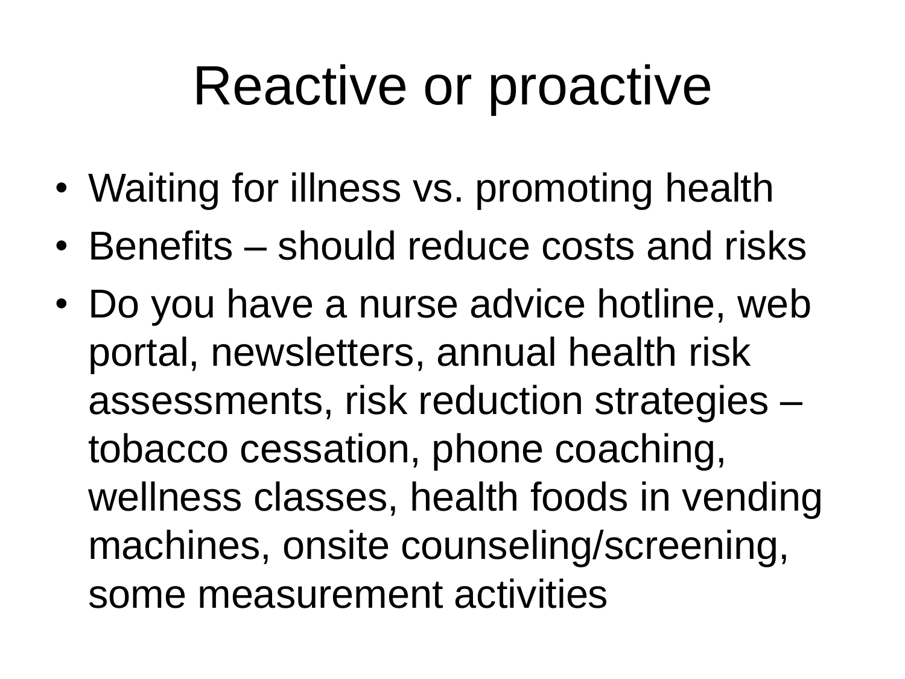# Reactive or proactive

- Waiting for illness vs. promoting health
- Benefits – should reduce costs and risks
- Do you have a nurse advice hotline, web portal, newsletters, annual health risk assessments, risk reduction strategies – tobacco cessation, phone coaching, wellness classes, health foods in vending machines, onsite counseling/screening, some measurement activities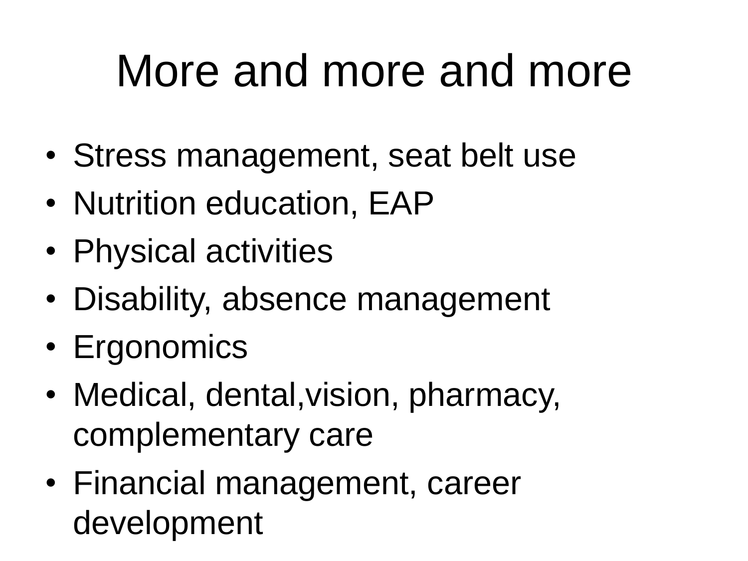# More and more and more

- Stress management, seat belt use
- Nutrition education, EAP
- Physical activities
- Disability, absence management
- Ergonomics
- Medical, dental,vision, pharmacy, complementary care
- Financial management, career development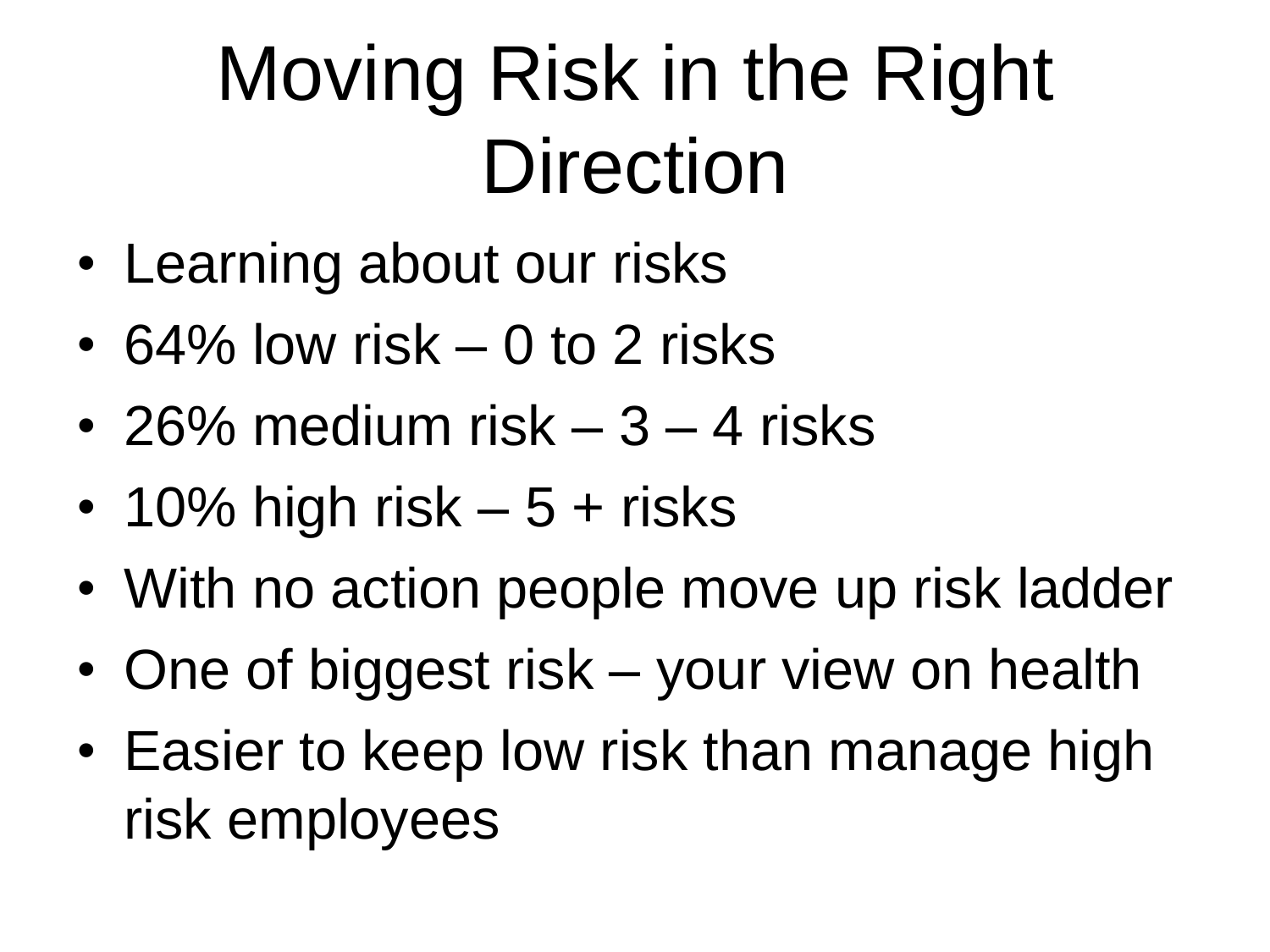# Moving Risk in the Right Direction

- Learning about our risks
- 64% low risk – 0 to 2 risks
- 26% medium risk – 3 – 4 risks
- 10% high risk – 5 + risks
- With no action people move up risk ladder
- One of biggest risk – your view on health
- Easier to keep low risk than manage high risk employees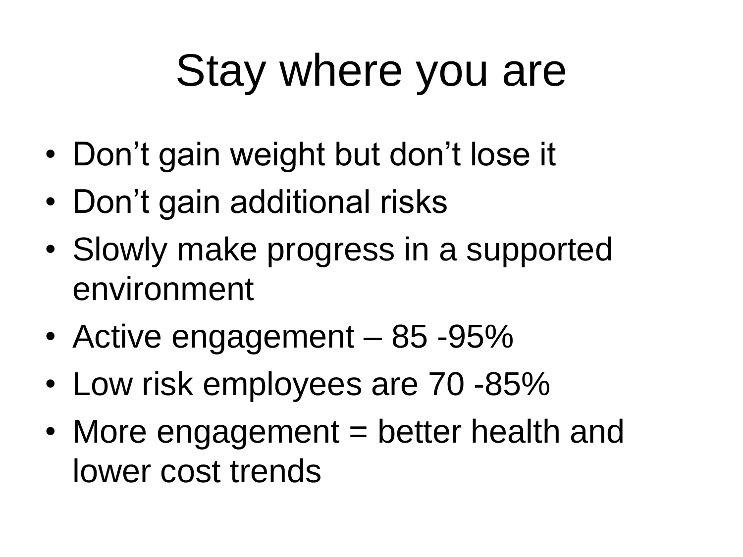# Stay where you are

- Don't gain weight but don't lose it
- Don't gain additional risks
- Slowly make progress in a supported environment
- Active engagement – 85 -95%
- Low risk employees are 70 -85%
- More engagement = better health and lower cost trends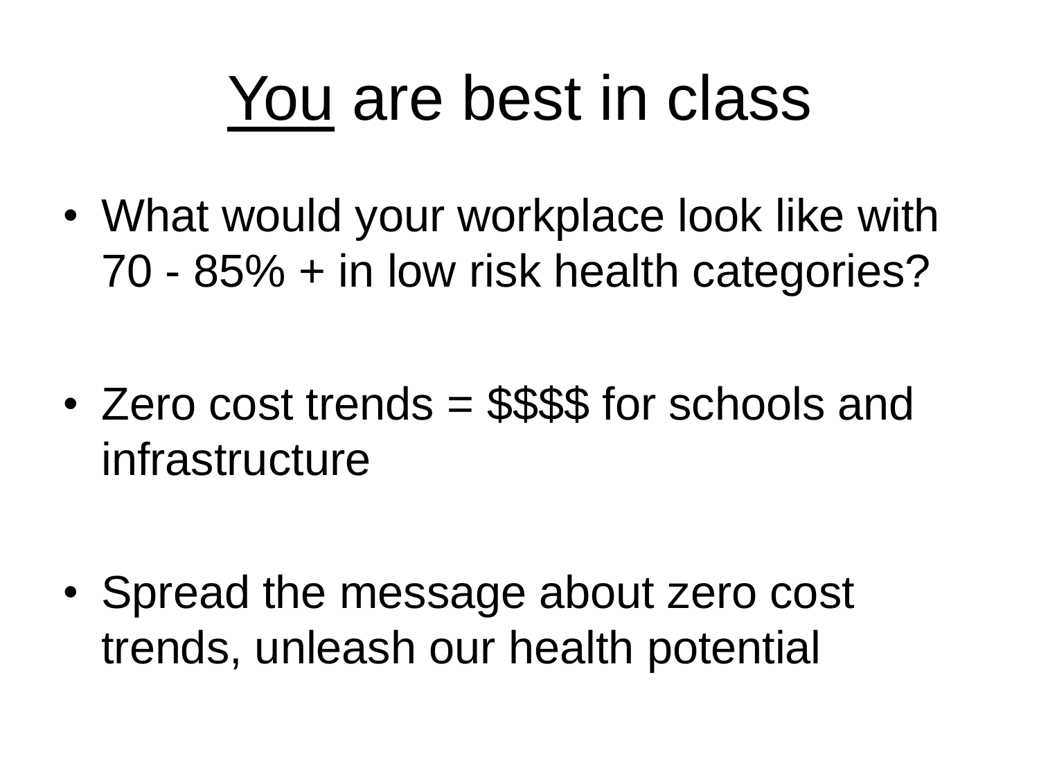# <u>You</u> are best in class

- What would your workplace look like with 70 - 85% + in low risk health categories?

- Zero cost trends = $$$$ for schools and infrastructure

- Spread the message about zero cost trends, unleash our health potential